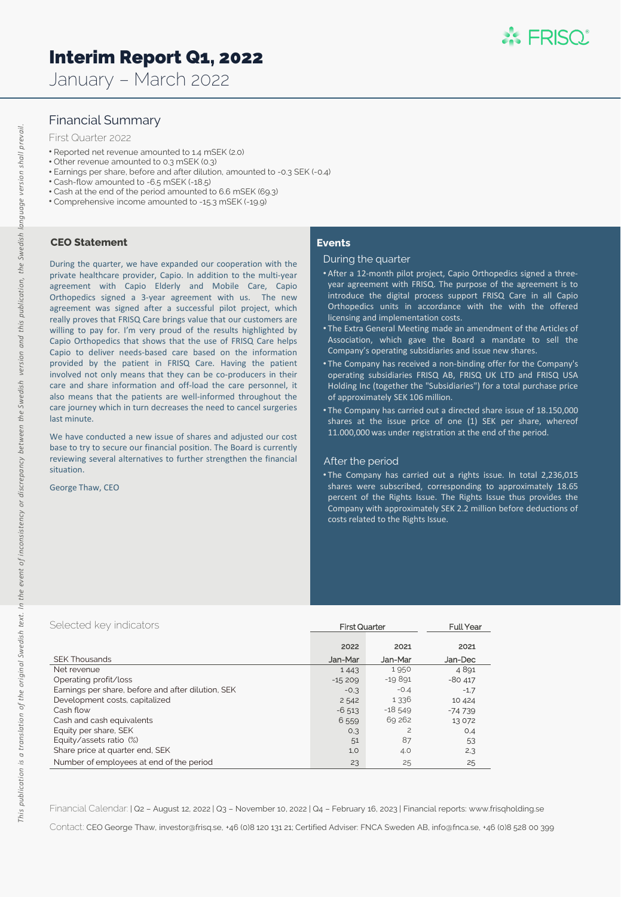# Interim Report Q1, 2022

January – March 2022

## Financial Summary

First Quarter 2022

- Reported net revenue amounted to 1.4 mSEK (2.0)
- Other revenue amounted to 0.3 mSEK (0.3)
- Earnings per share, before and after dilution, amounted to -0.3 SEK (-0.4)
- Cash-flow amounted to -6.5 mSEK (-18.5)
- Cash at the end of the period amounted to 6.6 mSEK (69.3)
- Comprehensive income amounted to -15.3 mSEK (-19.9)

### CEO Statement

During the quarter, we have expanded our cooperation with the private healthcare provider, Capio. In addition to the multi-year agreement with Capio Elderly and Mobile Care, Capio Orthopedics signed a 3-year agreement with us. The new agreement was signed after a successful pilot project, which really proves that FRISQ Care brings value that our customers are willing to pay for. I'm very proud of the results highlighted by Capio Orthopedics that shows that the use of FRISQ Care helps Capio to deliver needs-based care based on the information provided by the patient in FRISQ Care. Having the patient involved not only means that they can be co-producers in their care and share information and off-load the care personnel, it also means that the patients are well-informed throughout the care journey which in turn decreases the need to cancel surgeries last minute.

We have conducted a new issue of shares and adjusted our cost base to try to secure our financial position. The Board is currently reviewing several alternatives to further strengthen the financial situation.

George Thaw, CEO

### Events

During the quarter

- After a 12-month pilot project, Capio Orthopedics signed a three-year agreement with FRISQ. The purpose of the agreement is to introduce the digital process support FRISQ Care in all Capio Orthopedics units in accordance with the with the offered licensing and implementation costs.
- The Extra General Meeting made an amendment of the Articles of Association, which gave the Board a mandate to sell the Company's operating subsidiaries and issue new shares.
- The Company has received a non-binding offer for the Company's operating subsidiaries FRISQ AB, FRISQ UK LTD and FRISQ USA Holding Inc (together the "Subsidiaries") for a total purchase price of approximately SEK 106 million.
- The Company has carried out a directed share issue of 18.150,000 shares at the issue price of one (1) SEK per share, whereof 11.000,000 was under registration at the end of the period.

After the period

- The Company has carried out a rights issue. In total 2,236,015 shares were subscribed, corresponding to approximately 18.65 percent of the Rights Issue. The Rights Issue thus provides the Company with approximately SEK 2.2 million before deductions of costs related to the Rights Issue.

### Selected key indicators

| | First Quarter | | Full Year |
|---|---|---|---|
| | 2022 | 2021 | 2021 |
| SEK Thousands | Jan-Mar | Jan-Mar | Jan-Dec |
| Net revenue | 1 443 | 1 950 | 4 891 |
| Operating profit/loss | -15 209 | -19 891 | -80 417 |
| Earnings per share, before and after dilution, SEK | -0.3 | -0.4 | -1.7 |
| Development costs, capitalized | 2 542 | 1 336 | 10 424 |
| Cash flow | -6 513 | -18 549 | -74 739 |
| Cash and cash equivalents | 6 559 | 69 262 | 13 072 |
| Equity per share, SEK | 0.3 | 2 | 0.4 |
| Equity/assets ratio (%) | 51 | 87 | 53 |
| Share price at quarter end, SEK | 1.0 | 4.0 | 2.3 |
| Number of employees at end of the period | 23 | 25 | 25 |

Financial Calendar: | Q2 – August 12, 2022 | Q3 – November 10, 2022 | Q4 – February 16, 2023 | Financial reports: www.frisqholding.se

Contact: CEO George Thaw, investor@frisq.se, +46 (0)8 120 131 21; Certified Adviser: FNCA Sweden AB, info@fnca.se, +46 (0)8 528 00 399

*This publication is a translation of the original Swedish text. In the event of inconsistency or discrepancy between the Swedish version and this publication, the Swedish language version shall prevail.*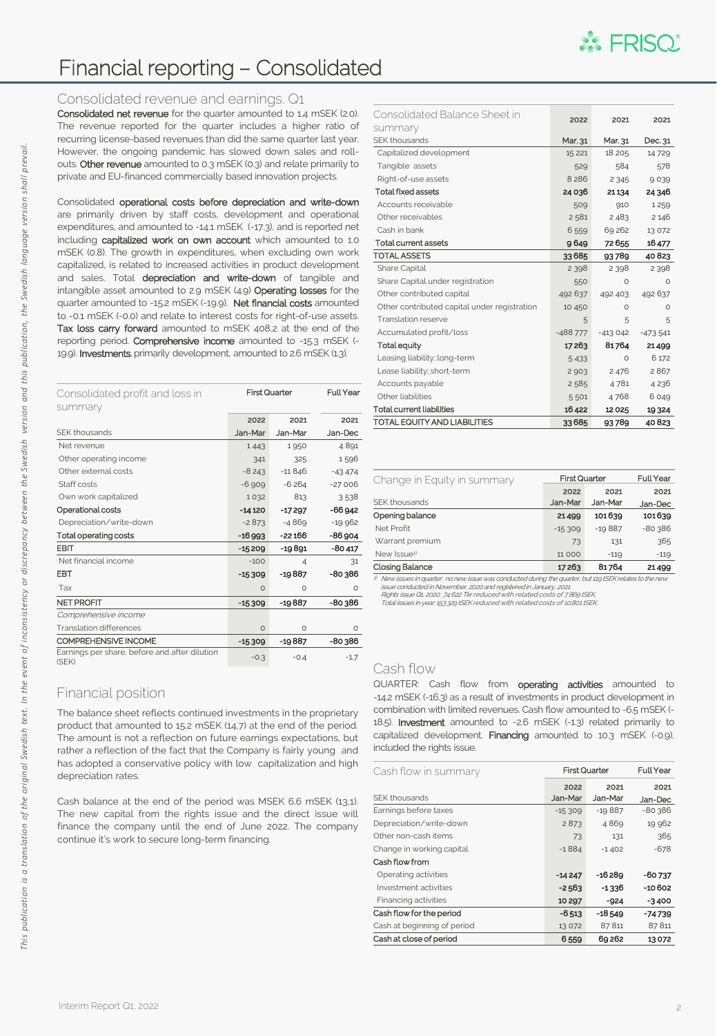# Financial reporting – Consolidated

## Consolidated revenue and earnings. Q1

**Consolidated net revenue** for the quarter amounted to 1.4 mSEK (2.0). The revenue reported for the quarter includes a higher ratio of recurring license-based revenues than did the same quarter last year. However, the ongoing pandemic has slowed down sales and roll-outs. **Other revenue** amounted to 0.3 mSEK (0.3) and relate primarily to private and EU-financed commercially based innovation projects.

Consolidated **operational costs before depreciation and write-down** are primarily driven by staff costs, development and operational expenditures, and amounted to -14.1 mSEK (-17.3), and is reported net including **capitalized work on own account** which amounted to 1.0 mSEK (0.8). The growth in expenditures, when excluding own work capitalized, is related to increased activities in product development and sales. Total **depreciation and write-down** of tangible and intangible asset amounted to 2.9 mSEK (4.9) **Operating losses** for the quarter amounted to -15.2 mSEK (-19.9). **Net financial costs** amounted to -0.1 mSEK (-0.0) and relate to interest costs for right-of-use assets. **Tax loss carry forward** amounted to mSEK 408.2 at the end of the reporting period. **Comprehensive income** amounted to -15.3 mSEK (-19.9). **Investments**, primarily development, amounted to 2.6 mSEK (1.3).

| Consolidated profit and loss in summary | First Quarter | | Full Year |
|---|---|---|---|
| | 2022 | 2021 | 2021 |
| SEK thousands | Jan-Mar | Jan-Mar | Jan-Dec |
| Net revenue | 1 443 | 1 950 | 4 891 |
| Other operating income | 341 | 325 | 1 596 |
| Other external costs | -8 243 | -11 846 | -43 474 |
| Staff costs | -6 909 | -6 264 | -27 006 |
| Own work capitalized | 1 032 | 813 | 3 538 |
| **Operational costs** | **-14 120** | **-17 297** | **-66 942** |
| Depreciation/write-down | -2 873 | -4 869 | -19 962 |
| **Total operating costs** | **-16 993** | **-22 166** | **-86 904** |
| **EBIT** | **-15 209** | **-19 891** | **-80 417** |
| Net financial income | -100 | 4 | 31 |
| **EBT** | **-15 309** | **-19 887** | **-80 386** |
| Tax | 0 | 0 | 0 |
| **NET PROFIT** | **-15 309** | **-19 887** | **-80 386** |
| *Comprehensive income* | | | |
| Translation differences | 0 | 0 | 0 |
| **COMPREHENSIVE INCOME** | **-15 309** | **-19 887** | **-80 386** |
| Earnings per share, before and after dilution (SEK) | -0.3 | -0.4 | -1.7 |

## Financial position

The balance sheet reflects continued investments in the proprietary product that amounted to 15.2 mSEK (14.7) at the end of the period. The amount is not a reflection on future earnings expectations, but rather a reflection of the fact that the Company is fairly young and has adopted a conservative policy with low capitalization and high depreciation rates.

Cash balance at the end of the period was MSEK 6.6 mSEK (13.1). The new capital from the rights issue and the direct issue will finance the company until the end of June 2022. The company continue it's work to secure long-term financing.

| Consolidated Balance Sheet in summary | 2022 | 2021 | 2021 |
|---|---|---|---|
| SEK thousands | Mar. 31 | Mar. 31 | Dec. 31 |
| Capitalized development | 15 221 | 18 205 | 14 729 |
| Tangible assets | 529 | 584 | 578 |
| Right-of-use assets | 8 286 | 2 345 | 9 039 |
| **Total fixed assets** | **24 036** | **21 134** | **24 346** |
| Accounts receivable | 509 | 910 | 1 259 |
| Other receivables | 2 581 | 2 483 | 2 146 |
| Cash in bank | 6 559 | 69 262 | 13 072 |
| **Total current assets** | **9 649** | **72 655** | **16 477** |
| **TOTAL ASSETS** | **33 685** | **93 789** | **40 823** |
| Share Capital | 2 398 | 2 398 | 2 398 |
| Share Capital under registration | 550 | 0 | 0 |
| Other contributed capital | 492 637 | 492 403 | 492 637 |
| Other contributed capital under registration | 10 450 | 0 | 0 |
| Translation reserve | 5 | 5 | 5 |
| Accumulated profit/loss | -488 777 | -413 042 | -473 541 |
| **Total equity** | **17 263** | **81 764** | **21 499** |
| Leasing liability; long-term | 5 433 | 0 | 6 172 |
| Lease liability; short-term | 2 903 | 2 476 | 2 867 |
| Accounts payable | 2 585 | 4 781 | 4 236 |
| Other liabilities | 5 501 | 4 768 | 6 049 |
| **Total current liabilities** | **16 422** | **12 025** | **19 324** |
| **TOTAL EQUITY AND LIABILITIES** | **33 685** | **93 789** | **40 823** |

| Change in Equity in summary | First Quarter | | Full Year |
|---|---|---|---|
| | 2022 | 2021 | 2021 |
| SEK thousands | Jan-Mar | Jan-Mar | Jan-Dec |
| **Opening balance** | **21 499** | **101 639** | **101 639** |
| Net Profit | -15 309 | -19 887 | -80 386 |
| Warrant premium | 73 | 131 | 365 |
| New Issue[1] | 11 000 | -119 | -119 |
| **Closing Balance** | **17 263** | **81 764** | **21 499** |

*[1] New issues in quarter: no new issue was conducted during the quarter, but 119 tSEK relates to the new issue conducted in November, 2020 and registered in January, 2021.*
*Rights issue Q1, 2020: 74 622 Tkr reduced with related costs of 7 869 tSEK.*
*Total issues in year: 153 329 tSEK reduced with related costs of 10,801 tSEK.*

## Cash flow

QUARTER: Cash flow from **operating activities** amounted to -14.2 mSEK (-16.3) as a result of investments in product development in combination with limited revenues. Cash flow amounted to -6.5 mSEK (-18.5). **Investment** amounted to -2.6 mSEK (-1.3) related primarily to capitalized development. **Financing** amounted to 10.3 mSEK (-0.9), included the rights issue.

| Cash flow in summary | First Quarter | | Full Year |
|---|---|---|---|
| | 2022 | 2021 | 2021 |
| SEK thousands | Jan-Mar | Jan-Mar | Jan-Dec |
| Earnings before taxes | -15 309 | -19 887 | -80 386 |
| Depreciation/write-down | 2 873 | 4 869 | 19 962 |
| Other non-cash items | 73 | 131 | 365 |
| Change in working capital | -1 884 | -1 402 | -678 |
| **Cash flow from** | | | |
| Operating activities | **-14 247** | **-16 289** | **-60 737** |
| Investment activities | **-2 563** | **-1 336** | **-10 602** |
| Financing activities | **10 297** | **-924** | **-3 400** |
| **Cash flow for the period** | **-6 513** | **-18 549** | **-74 739** |
| Cash at beginning of period | 13 072 | 87 811 | 87 811 |
| **Cash at close of period** | **6 559** | **69 262** | **13 072** |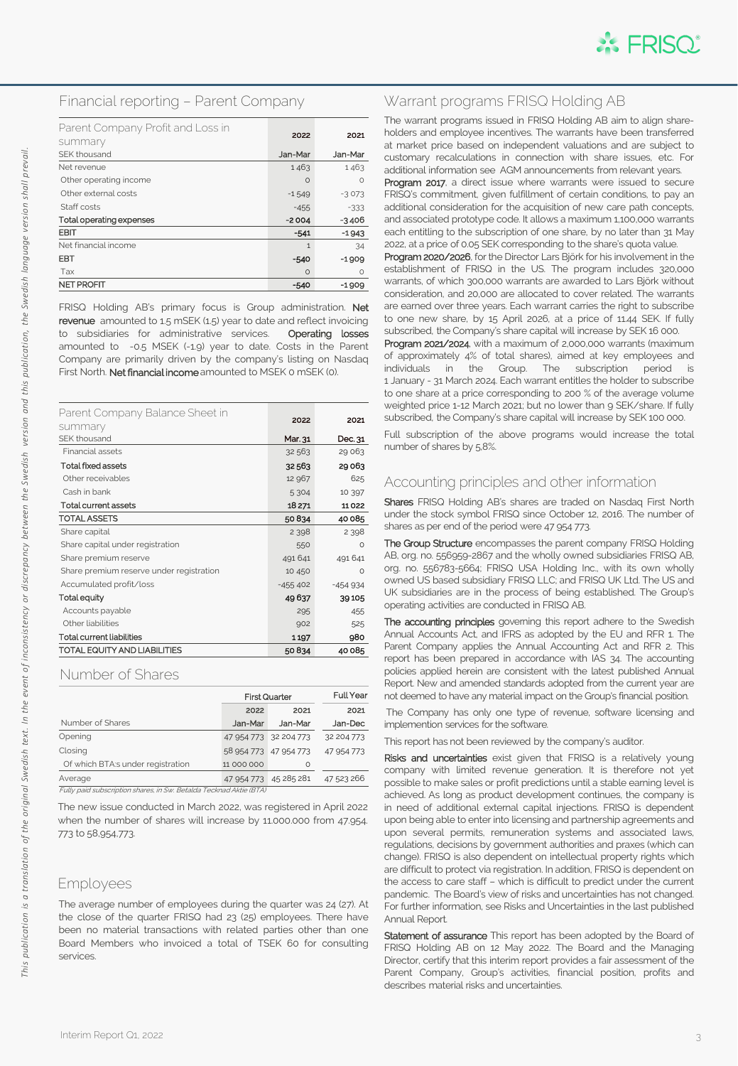## Financial reporting – Parent Company

| Parent Company Profit and Loss in summary | 2022 | 2021 |
|---|---|---|
| SEK thousand | Jan-Mar | Jan-Mar |
| Net revenue | 1 463 | 1 463 |
| Other operating income | 0 | 0 |
| Other external costs | -1 549 | -3 073 |
| Staff costs | -455 | -333 |
| **Total operating expenses** | **-2 004** | **-3 406** |
| **EBIT** | **-541** | **-1 943** |
| Net financial income | 1 | 34 |
| **EBT** | **-540** | **-1 909** |
| Tax | 0 | 0 |
| **NET PROFIT** | **-540** | **-1 909** |

FRISQ Holding AB's primary focus is Group administration. **Net revenue** amounted to 1.5 mSEK (1.5) year to date and reflect invoicing to subsidiaries for administrative services. **Operating losses** amounted to -0.5 MSEK (-1.9) year to date. Costs in the Parent Company are primarily driven by the company's listing on Nasdaq First North. **Net financial income** amounted to MSEK 0 mSEK (0).

| Parent Company Balance Sheet in summary | 2022 | 2021 |
|---|---|---|
| SEK thousand | Mar. 31 | Dec. 31 |
| Financial assets | 32 563 | 29 063 |
| **Total fixed assets** | **32 563** | **29 063** |
| Other receivables | 12 967 | 625 |
| Cash in bank | 5 304 | 10 397 |
| **Total current assets** | **18 271** | **11 022** |
| **TOTAL ASSETS** | **50 834** | **40 085** |
| Share capital | 2 398 | 2 398 |
| Share capital under registration | 550 | 0 |
| Share premium reserve | 491 641 | 491 641 |
| Share premium reserve under registration | 10 450 | 0 |
| Accumulated profit/loss | -455 402 | -454 934 |
| **Total equity** | **49 637** | **39 105** |
| Accounts payable | 295 | 455 |
| Other liabilities | 902 | 525 |
| **Total current liabilities** | **1 197** | **980** |
| **TOTAL EQUITY AND LIABILITIES** | **50 834** | **40 085** |

## Number of Shares

| | First Quarter | | Full Year |
|---|---|---|---|
| | 2022 | 2021 | 2021 |
| Number of Shares | Jan-Mar | Jan-Mar | Jan-Dec |
| Opening | 47 954 773 | 32 204 773 | 32 204 773 |
| Closing | 58 954 773 | 47 954 773 | 47 954 773 |
| Of which BTA:s under registration | 11 000 000 | 0 | |
| Average | 47 954 773 | 45 285 281 | 47 523 266 |

*Fully paid subscription shares, in Sw: Betalda Tecknad Aktie (BTA)*

The new issue conducted in March 2022, was registered in April 2022 when the number of shares will increase by 11.000.000 from 47.954.773 to 58,954,773.

## Employees

The average number of employees during the quarter was 24 (27). At the close of the quarter FRISQ had 23 (25) employees. There have been no material transactions with related parties other than one Board Members who invoiced a total of TSEK 60 for consulting services.

## Warrant programs FRISQ Holding AB

The warrant programs issued in FRISQ Holding AB aim to align shareholders and employee incentives. The warrants have been transferred at market price based on independent valuations and are subject to customary recalculations in connection with share issues, etc. For additional information see AGM announcements from relevant years.

**Program 2017**, a direct issue where warrants were issued to secure FRISQ's commitment, given fulfillment of certain conditions, to pay an additional consideration for the acquisition of new care path concepts, and associated prototype code. It allows a maximum 1,100,000 warrants each entitling to the subscription of one share, by no later than 31 May 2022, at a price of 0.05 SEK corresponding to the share's quota value.

**Program 2020/2026**, for the Director Lars Björk for his involvement in the establishment of FRISQ in the US. The program includes 320,000 warrants, of which 300,000 warrants are awarded to Lars Björk without consideration, and 20,000 are allocated to cover related. The warrants are earned over three years. Each warrant carries the right to subscribe to one new share, by 15 April 2026, at a price of 11.44 SEK. If fully subscribed, the Company's share capital will increase by SEK 16 000.

**Program 2021/2024**, with a maximum of 2,000,000 warrants (maximum of approximately 4% of total shares), aimed at key employees and individuals in the Group. The subscription period is 1 January - 31 March 2024. Each warrant entitles the holder to subscribe to one share at a price corresponding to 200 % of the average volume weighted price 1-12 March 2021; but no lower than 9 SEK/share. If fully subscribed, the Company's share capital will increase by SEK 100 000.

Full subscription of the above programs would increase the total number of shares by 5,8%.

## Accounting principles and other information

**Shares** FRISQ Holding AB's shares are traded on Nasdaq First North under the stock symbol FRISQ since October 12, 2016. The number of shares as per end of the period were 47 954 773.

**The Group Structure** encompasses the parent company FRISQ Holding AB, org. no. 556959-2867 and the wholly owned subsidiaries FRISQ AB, org. no. 556783-5664; FRISQ USA Holding Inc., with its own wholly owned US based subsidiary FRISQ LLC; and FRISQ UK Ltd. The US and UK subsidiaries are in the process of being established. The Group's operating activities are conducted in FRISQ AB.

**The accounting principles** governing this report adhere to the Swedish Annual Accounts Act, and IFRS as adopted by the EU and RFR 1. The Parent Company applies the Annual Accounting Act and RFR 2. This report has been prepared in accordance with IAS 34. The accounting policies applied herein are consistent with the latest published Annual Report. New and amended standards adopted from the current year are not deemed to have any material impact on the Group's financial position.

The Company has only one type of revenue, software licensing and implementation services for the software.

This report has not been reviewed by the company's auditor.

**Risks and uncertainties** exist given that FRISQ is a relatively young company with limited revenue generation. It is therefore not yet possible to make sales or profit predictions until a stable earning level is achieved. As long as product development continues, the company is in need of additional external capital injections. FRISQ is dependent upon being able to enter into licensing and partnership agreements and upon several permits, remuneration systems and associated laws, regulations, decisions by government authorities and praxes (which can change). FRISQ is also dependent on intellectual property rights which are difficult to protect via registration. In addition, FRISQ is dependent on the access to care staff – which is difficult to predict under the current pandemic. The Board's view of risks and uncertainties has not changed. For further information, see Risks and Uncertainties in the last published Annual Report.

**Statement of assurance** This report has been adopted by the Board of FRISQ Holding AB on 12 May 2022. The Board and the Managing Director, certify that this interim report provides a fair assessment of the Parent Company, Group's activities, financial position, profits and describes material risks and uncertainties.